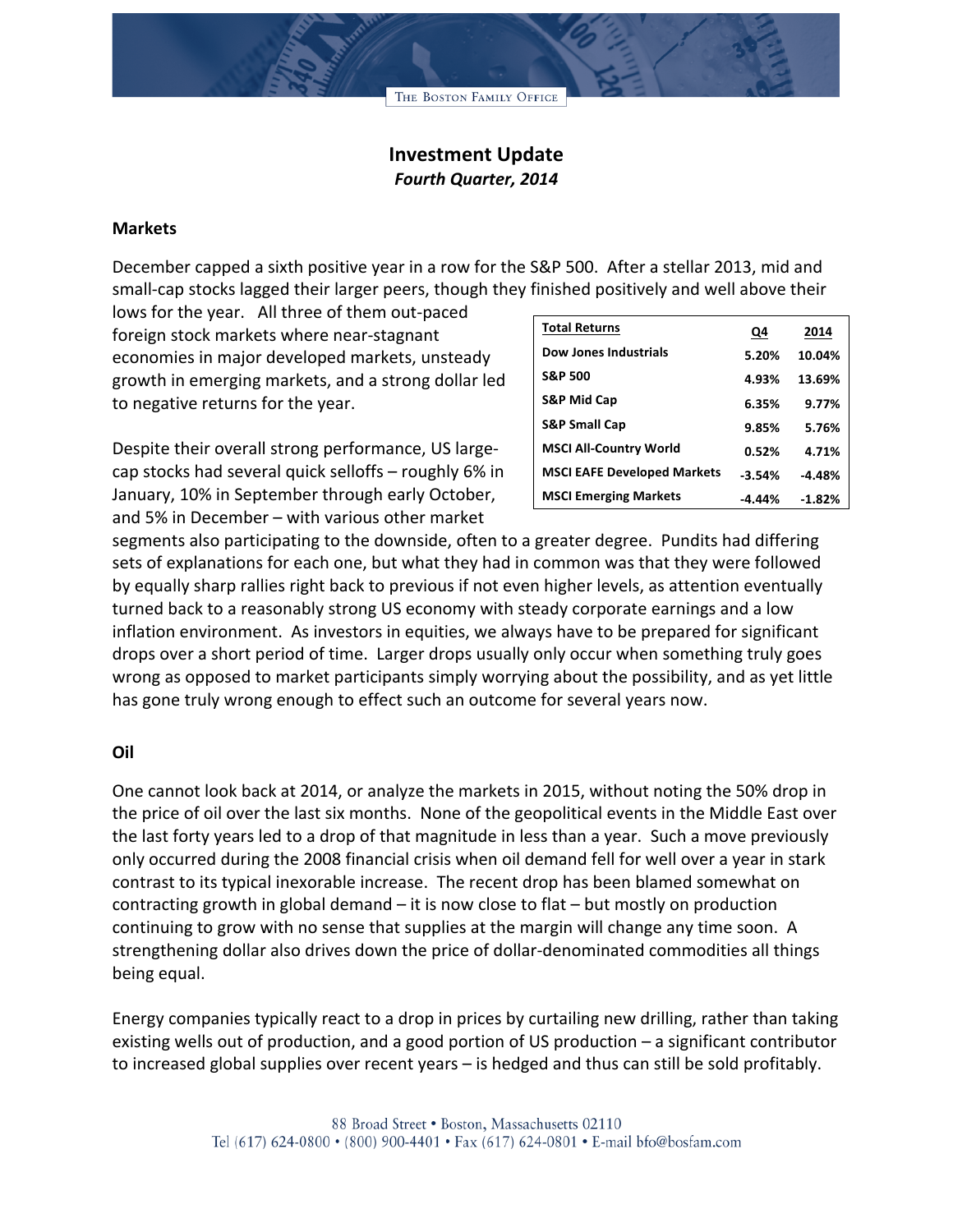# Investment Update
*Fourth Quarter, 2014*

## Markets

December capped a sixth positive year in a row for the S&P 500. After a stellar 2013, mid and small-cap stocks lagged their larger peers, though they finished positively and well above their lows for the year. All three of them out-paced foreign stock markets where near-stagnant economies in major developed markets, unsteady growth in emerging markets, and a strong dollar led to negative returns for the year.

| Total Returns | Q4 | 2014 |
|---|---|---|
| Dow Jones Industrials | 5.20% | 10.04% |
| S&P 500 | 4.93% | 13.69% |
| S&P Mid Cap | 6.35% | 9.77% |
| S&P Small Cap | 9.85% | 5.76% |
| MSCI All-Country World | 0.52% | 4.71% |
| MSCI EAFE Developed Markets | -3.54% | -4.48% |
| MSCI Emerging Markets | -4.44% | -1.82% |

Despite their overall strong performance, US large-cap stocks had several quick selloffs – roughly 6% in January, 10% in September through early October, and 5% in December – with various other market segments also participating to the downside, often to a greater degree. Pundits had differing sets of explanations for each one, but what they had in common was that they were followed by equally sharp rallies right back to previous if not even higher levels, as attention eventually turned back to a reasonably strong US economy with steady corporate earnings and a low inflation environment. As investors in equities, we always have to be prepared for significant drops over a short period of time. Larger drops usually only occur when something truly goes wrong as opposed to market participants simply worrying about the possibility, and as yet little has gone truly wrong enough to effect such an outcome for several years now.

## Oil

One cannot look back at 2014, or analyze the markets in 2015, without noting the 50% drop in the price of oil over the last six months. None of the geopolitical events in the Middle East over the last forty years led to a drop of that magnitude in less than a year. Such a move previously only occurred during the 2008 financial crisis when oil demand fell for well over a year in stark contrast to its typical inexorable increase. The recent drop has been blamed somewhat on contracting growth in global demand – it is now close to flat – but mostly on production continuing to grow with no sense that supplies at the margin will change any time soon. A strengthening dollar also drives down the price of dollar-denominated commodities all things being equal.

Energy companies typically react to a drop in prices by curtailing new drilling, rather than taking existing wells out of production, and a good portion of US production – a significant contributor to increased global supplies over recent years – is hedged and thus can still be sold profitably.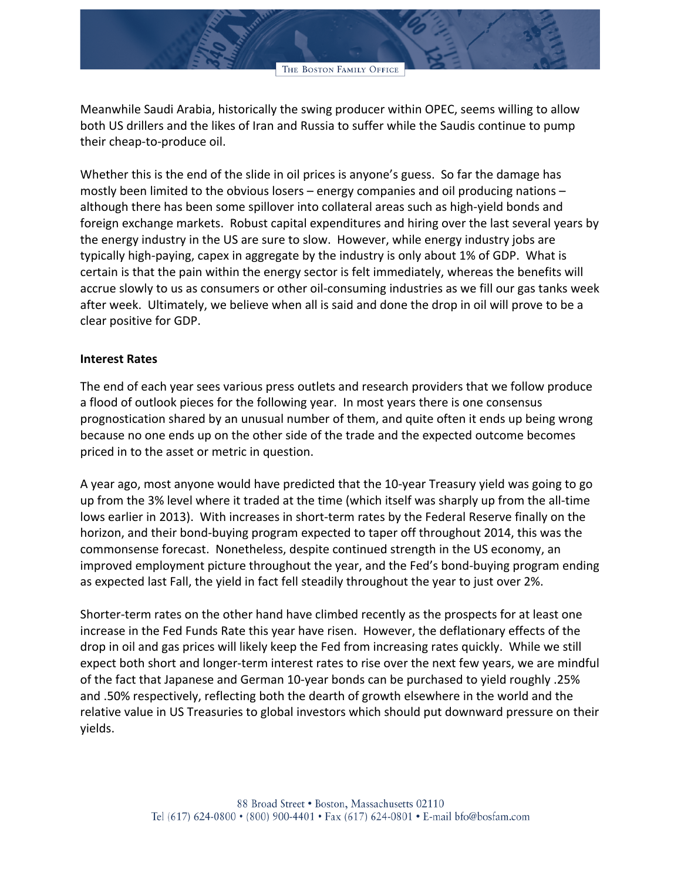Meanwhile Saudi Arabia, historically the swing producer within OPEC, seems willing to allow both US drillers and the likes of Iran and Russia to suffer while the Saudis continue to pump their cheap-to-produce oil.

Whether this is the end of the slide in oil prices is anyone's guess. So far the damage has mostly been limited to the obvious losers – energy companies and oil producing nations – although there has been some spillover into collateral areas such as high-yield bonds and foreign exchange markets. Robust capital expenditures and hiring over the last several years by the energy industry in the US are sure to slow. However, while energy industry jobs are typically high-paying, capex in aggregate by the industry is only about 1% of GDP. What is certain is that the pain within the energy sector is felt immediately, whereas the benefits will accrue slowly to us as consumers or other oil-consuming industries as we fill our gas tanks week after week. Ultimately, we believe when all is said and done the drop in oil will prove to be a clear positive for GDP.

**Interest Rates**

The end of each year sees various press outlets and research providers that we follow produce a flood of outlook pieces for the following year. In most years there is one consensus prognostication shared by an unusual number of them, and quite often it ends up being wrong because no one ends up on the other side of the trade and the expected outcome becomes priced in to the asset or metric in question.

A year ago, most anyone would have predicted that the 10-year Treasury yield was going to go up from the 3% level where it traded at the time (which itself was sharply up from the all-time lows earlier in 2013). With increases in short-term rates by the Federal Reserve finally on the horizon, and their bond-buying program expected to taper off throughout 2014, this was the commonsense forecast. Nonetheless, despite continued strength in the US economy, an improved employment picture throughout the year, and the Fed's bond-buying program ending as expected last Fall, the yield in fact fell steadily throughout the year to just over 2%.

Shorter-term rates on the other hand have climbed recently as the prospects for at least one increase in the Fed Funds Rate this year have risen. However, the deflationary effects of the drop in oil and gas prices will likely keep the Fed from increasing rates quickly. While we still expect both short and longer-term interest rates to rise over the next few years, we are mindful of the fact that Japanese and German 10-year bonds can be purchased to yield roughly .25% and .50% respectively, reflecting both the dearth of growth elsewhere in the world and the relative value in US Treasuries to global investors which should put downward pressure on their yields.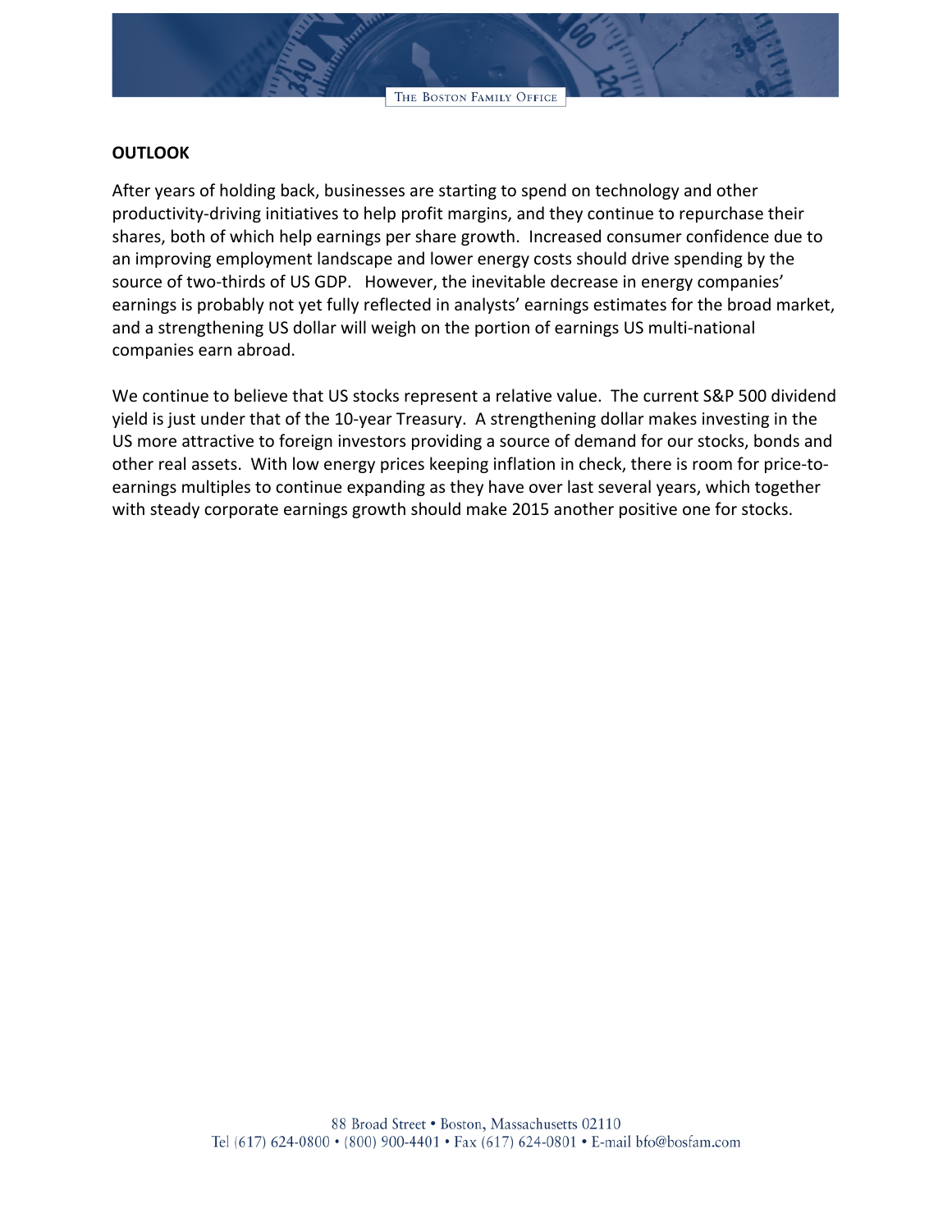## OUTLOOK

After years of holding back, businesses are starting to spend on technology and other productivity-driving initiatives to help profit margins, and they continue to repurchase their shares, both of which help earnings per share growth. Increased consumer confidence due to an improving employment landscape and lower energy costs should drive spending by the source of two-thirds of US GDP. However, the inevitable decrease in energy companies' earnings is probably not yet fully reflected in analysts' earnings estimates for the broad market, and a strengthening US dollar will weigh on the portion of earnings US multi-national companies earn abroad.

We continue to believe that US stocks represent a relative value. The current S&P 500 dividend yield is just under that of the 10-year Treasury. A strengthening dollar makes investing in the US more attractive to foreign investors providing a source of demand for our stocks, bonds and other real assets. With low energy prices keeping inflation in check, there is room for price-to-earnings multiples to continue expanding as they have over last several years, which together with steady corporate earnings growth should make 2015 another positive one for stocks.